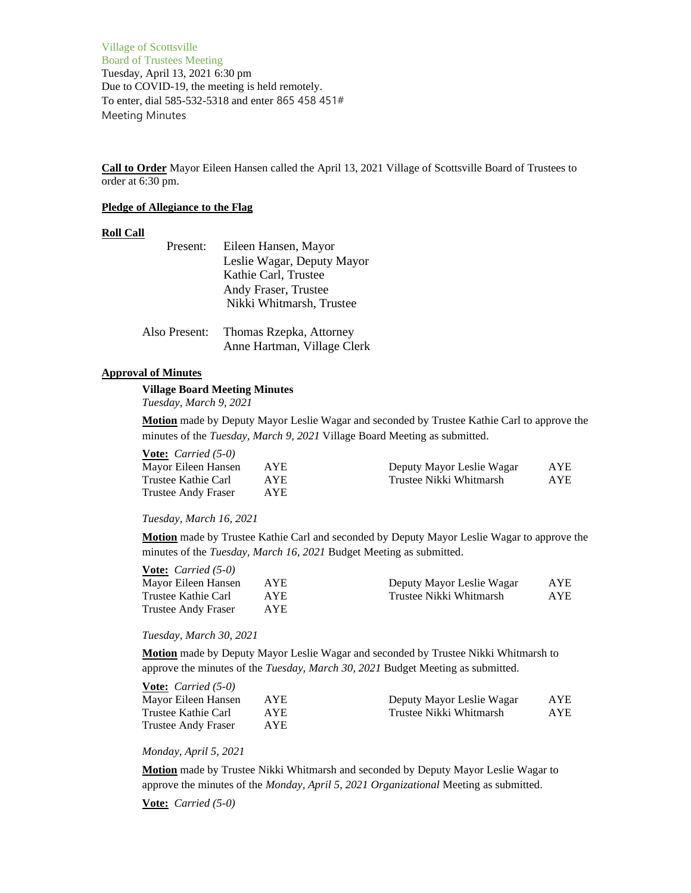Village of Scottsville
Board of Trustees Meeting
Tuesday, April 13, 2021 6:30 pm
Due to COVID-19, the meeting is held remotely.
To enter, dial 585-532-5318 and enter 865 458 451#
Meeting Minutes

**Call to Order** Mayor Eileen Hansen called the April 13, 2021 Village of Scottsville Board of Trustees to order at 6:30 pm.

**Pledge of Allegiance to the Flag**

**Roll Call**

Present: Eileen Hansen, Mayor
Leslie Wagar, Deputy Mayor
Kathie Carl, Trustee
Andy Fraser, Trustee
Nikki Whitmarsh, Trustee

Also Present: Thomas Rzepka, Attorney
Anne Hartman, Village Clerk

**Approval of Minutes**

**Village Board Meeting Minutes**
*Tuesday, March 9, 2021*

**Motion** made by Deputy Mayor Leslie Wagar and seconded by Trustee Kathie Carl to approve the minutes of the *Tuesday, March 9, 2021* Village Board Meeting as submitted.

**Vote:** *Carried (5-0)*

| | | | |
|---|---|---|---|
| Mayor Eileen Hansen | AYE | Deputy Mayor Leslie Wagar | AYE |
| Trustee Kathie Carl | AYE | Trustee Nikki Whitmarsh | AYE |
| Trustee Andy Fraser | AYE | | |

*Tuesday, March 16, 2021*

**Motion** made by Trustee Kathie Carl and seconded by Deputy Mayor Leslie Wagar to approve the minutes of the *Tuesday, March 16, 2021* Budget Meeting as submitted.

**Vote:** *Carried (5-0)*

| | | | |
|---|---|---|---|
| Mayor Eileen Hansen | AYE | Deputy Mayor Leslie Wagar | AYE |
| Trustee Kathie Carl | AYE | Trustee Nikki Whitmarsh | AYE |
| Trustee Andy Fraser | AYE | | |

*Tuesday, March 30, 2021*

**Motion** made by Deputy Mayor Leslie Wagar and seconded by Trustee Nikki Whitmarsh to approve the minutes of the *Tuesday, March 30, 2021* Budget Meeting as submitted.

**Vote:** *Carried (5-0)*

| | | | |
|---|---|---|---|
| Mayor Eileen Hansen | AYE | Deputy Mayor Leslie Wagar | AYE |
| Trustee Kathie Carl | AYE | Trustee Nikki Whitmarsh | AYE |
| Trustee Andy Fraser | AYE | | |

*Monday, April 5, 2021*

**Motion** made by Trustee Nikki Whitmarsh and seconded by Deputy Mayor Leslie Wagar to approve the minutes of the *Monday, April 5, 2021 Organizational* Meeting as submitted.

**Vote:** *Carried (5-0)*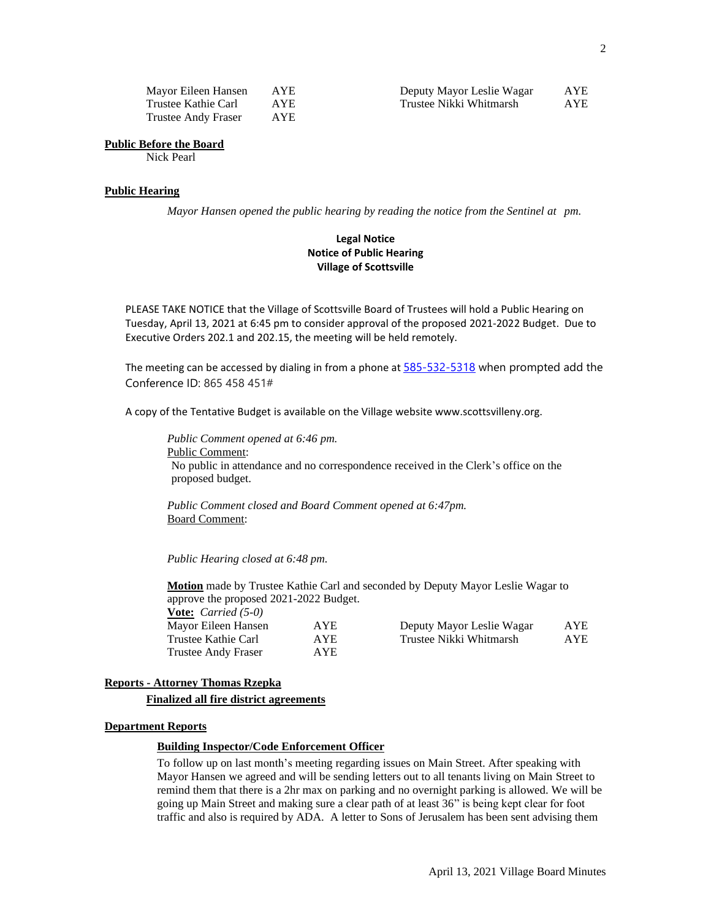| | | | |
|---|---|---|---|
| Mayor Eileen Hansen | AYE | Deputy Mayor Leslie Wagar | AYE |
| Trustee Kathie Carl | AYE | Trustee Nikki Whitmarsh | AYE |
| Trustee Andy Fraser | AYE | | |

**Public Before the Board**

Nick Pearl

**Public Hearing**

*Mayor Hansen opened the public hearing by reading the notice from the Sentinel at pm.*

**Legal Notice**
**Notice of Public Hearing**
**Village of Scottsville**

PLEASE TAKE NOTICE that the Village of Scottsville Board of Trustees will hold a Public Hearing on Tuesday, April 13, 2021 at 6:45 pm to consider approval of the proposed 2021-2022 Budget. Due to Executive Orders 202.1 and 202.15, the meeting will be held remotely.

The meeting can be accessed by dialing in from a phone at 585-532-5318 when prompted add the Conference ID: 865 458 451#

A copy of the Tentative Budget is available on the Village website www.scottsvilleny.org.

*Public Comment opened at 6:46 pm.*
Public Comment:
No public in attendance and no correspondence received in the Clerk's office on the proposed budget.

*Public Comment closed and Board Comment opened at 6:47pm.*
Board Comment:

*Public Hearing closed at 6:48 pm.*

**Motion** made by Trustee Kathie Carl and seconded by Deputy Mayor Leslie Wagar to approve the proposed 2021-2022 Budget.
**Vote:** *Carried (5-0)*

| | | | |
|---|---|---|---|
| Mayor Eileen Hansen | AYE | Deputy Mayor Leslie Wagar | AYE |
| Trustee Kathie Carl | AYE | Trustee Nikki Whitmarsh | AYE |
| Trustee Andy Fraser | AYE | | |

**Reports - Attorney Thomas Rzepka**

**Finalized all fire district agreements**

**Department Reports**

**Building Inspector/Code Enforcement Officer**

To follow up on last month's meeting regarding issues on Main Street. After speaking with Mayor Hansen we agreed and will be sending letters out to all tenants living on Main Street to remind them that there is a 2hr max on parking and no overnight parking is allowed. We will be going up Main Street and making sure a clear path of at least 36" is being kept clear for foot traffic and also is required by ADA. A letter to Sons of Jerusalem has been sent advising them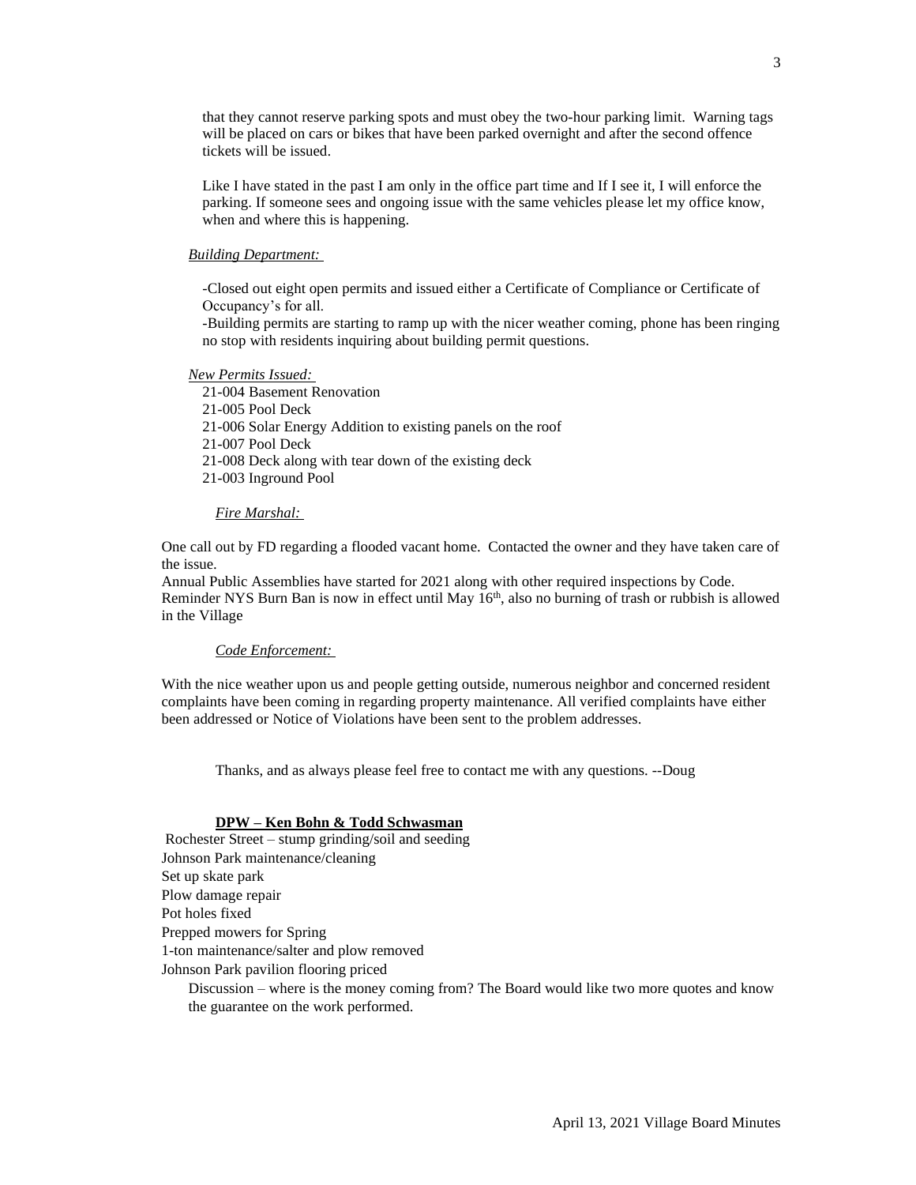that they cannot reserve parking spots and must obey the two-hour parking limit. Warning tags will be placed on cars or bikes that have been parked overnight and after the second offence tickets will be issued.

Like I have stated in the past I am only in the office part time and If I see it, I will enforce the parking. If someone sees and ongoing issue with the same vehicles please let my office know, when and where this is happening.

*Building Department:*

-Closed out eight open permits and issued either a Certificate of Compliance or Certificate of Occupancy's for all.
-Building permits are starting to ramp up with the nicer weather coming, phone has been ringing no stop with residents inquiring about building permit questions.

*New Permits Issued:*

21-004 Basement Renovation
21-005 Pool Deck
21-006 Solar Energy Addition to existing panels on the roof
21-007 Pool Deck
21-008 Deck along with tear down of the existing deck
21-003 Inground Pool

*Fire Marshal:*

One call out by FD regarding a flooded vacant home. Contacted the owner and they have taken care of the issue.
Annual Public Assemblies have started for 2021 along with other required inspections by Code.
Reminder NYS Burn Ban is now in effect until May 16th, also no burning of trash or rubbish is allowed in the Village

*Code Enforcement:*

With the nice weather upon us and people getting outside, numerous neighbor and concerned resident complaints have been coming in regarding property maintenance. All verified complaints have either been addressed or Notice of Violations have been sent to the problem addresses.

Thanks, and as always please feel free to contact me with any questions. --Doug

**DPW – Ken Bohn & Todd Schwasman**

Rochester Street – stump grinding/soil and seeding
Johnson Park maintenance/cleaning
Set up skate park
Plow damage repair
Pot holes fixed
Prepped mowers for Spring
1-ton maintenance/salter and plow removed
Johnson Park pavilion flooring priced

Discussion – where is the money coming from? The Board would like two more quotes and know the guarantee on the work performed.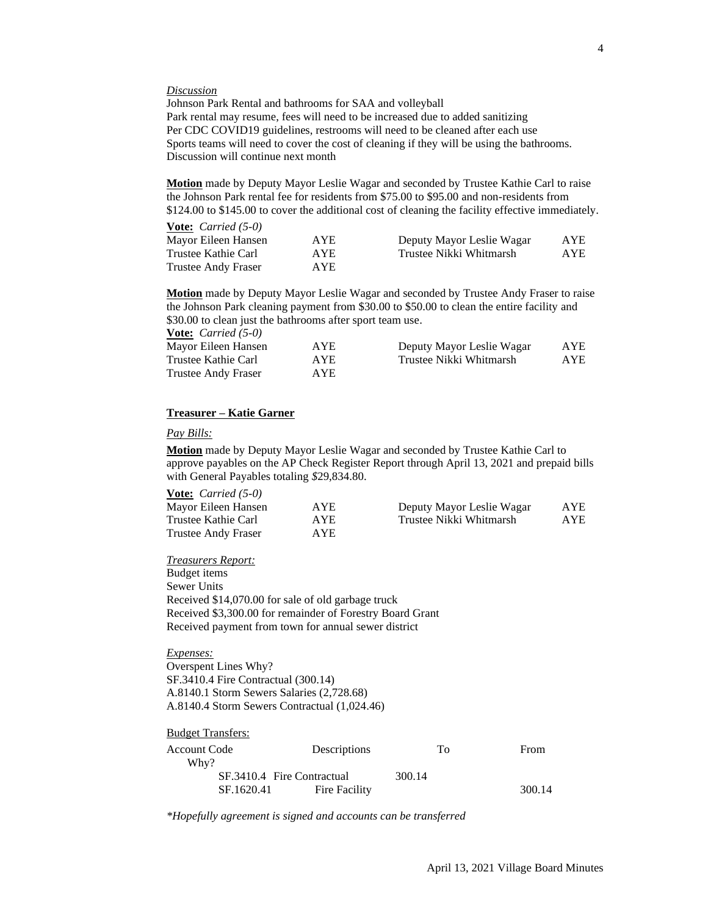*Discussion*

Johnson Park Rental and bathrooms for SAA and volleyball
Park rental may resume, fees will need to be increased due to added sanitizing
Per CDC COVID19 guidelines, restrooms will need to be cleaned after each use
Sports teams will need to cover the cost of cleaning if they will be using the bathrooms.
Discussion will continue next month

**Motion** made by Deputy Mayor Leslie Wagar and seconded by Trustee Kathie Carl to raise the Johnson Park rental fee for residents from $75.00 to $95.00 and non-residents from $124.00 to $145.00 to cover the additional cost of cleaning the facility effective immediately.

**Vote:** *Carried (5-0)*

| | | | |
|---|---|---|---|
| Mayor Eileen Hansen | AYE | Deputy Mayor Leslie Wagar | AYE |
| Trustee Kathie Carl | AYE | Trustee Nikki Whitmarsh | AYE |
| Trustee Andy Fraser | AYE | | |

**Motion** made by Deputy Mayor Leslie Wagar and seconded by Trustee Andy Fraser to raise the Johnson Park cleaning payment from $30.00 to $50.00 to clean the entire facility and $30.00 to clean just the bathrooms after sport team use.

**Vote:** *Carried (5-0)*

| | | | |
|---|---|---|---|
| Mayor Eileen Hansen | AYE | Deputy Mayor Leslie Wagar | AYE |
| Trustee Kathie Carl | AYE | Trustee Nikki Whitmarsh | AYE |
| Trustee Andy Fraser | AYE | | |

**Treasurer – Katie Garner**

*Pay Bills:*

**Motion** made by Deputy Mayor Leslie Wagar and seconded by Trustee Kathie Carl to approve payables on the AP Check Register Report through April 13, 2021 and prepaid bills with General Payables totaling *$*29,834.80.

**Vote:** *Carried (5-0)*

| | | | |
|---|---|---|---|
| Mayor Eileen Hansen | AYE | Deputy Mayor Leslie Wagar | AYE |
| Trustee Kathie Carl | AYE | Trustee Nikki Whitmarsh | AYE |
| Trustee Andy Fraser | AYE | | |

*Treasurers Report:*

Budget items
Sewer Units
Received $14,070.00 for sale of old garbage truck
Received $3,300.00 for remainder of Forestry Board Grant
Received payment from town for annual sewer district

*Expenses:*

Overspent Lines Why?
SF.3410.4 Fire Contractual (300.14)
A.8140.1 Storm Sewers Salaries (2,728.68)
A.8140.4 Storm Sewers Contractual (1,024.46)

Budget Transfers:

| Account Code Why? | Descriptions | To | From |
|---|---|---|---|
| SF.3410.4 | Fire Contractual | 300.14 | |
| SF.1620.41 | Fire Facility | | 300.14 |

*\*Hopefully agreement is signed and accounts can be transferred*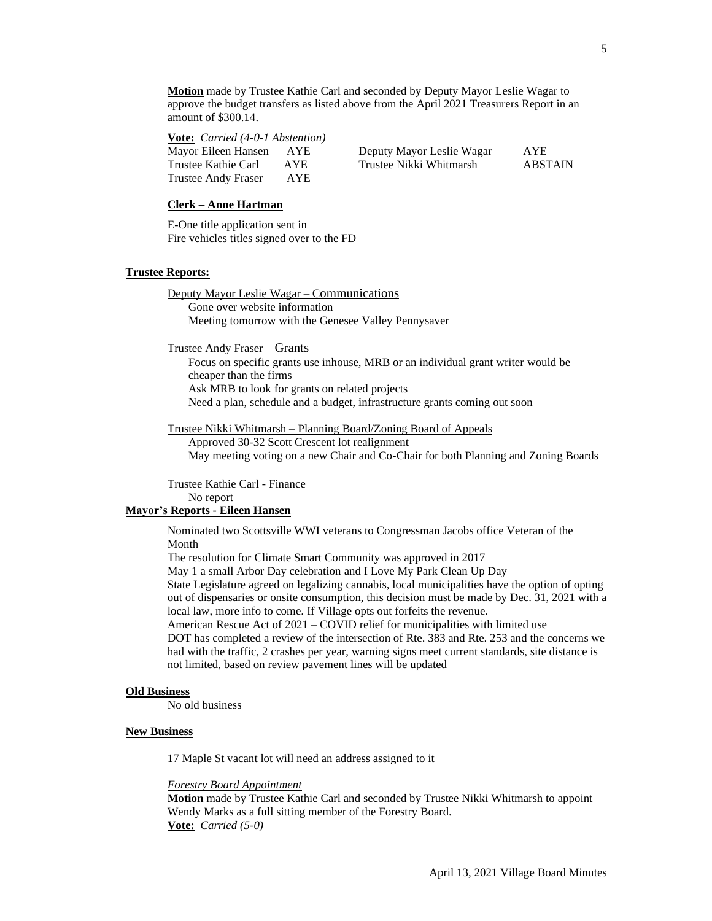**Motion** made by Trustee Kathie Carl and seconded by Deputy Mayor Leslie Wagar to approve the budget transfers as listed above from the April 2021 Treasurers Report in an amount of $300.14.

**Vote:** *Carried (4-0-1 Abstention)*

| | | | |
|---|---|---|---|
| Mayor Eileen Hansen | AYE | Deputy Mayor Leslie Wagar | AYE |
| Trustee Kathie Carl | AYE | Trustee Nikki Whitmarsh | ABSTAIN |
| Trustee Andy Fraser | AYE | | |

**Clerk – Anne Hartman**

E-One title application sent in
Fire vehicles titles signed over to the FD

**Trustee Reports:**

Deputy Mayor Leslie Wagar – Communications
Gone over website information
Meeting tomorrow with the Genesee Valley Pennysaver

Trustee Andy Fraser – Grants
Focus on specific grants use inhouse, MRB or an individual grant writer would be cheaper than the firms
Ask MRB to look for grants on related projects
Need a plan, schedule and a budget, infrastructure grants coming out soon

Trustee Nikki Whitmarsh – Planning Board/Zoning Board of Appeals
Approved 30-32 Scott Crescent lot realignment
May meeting voting on a new Chair and Co-Chair for both Planning and Zoning Boards

Trustee Kathie Carl - Finance
No report

**Mayor's Reports - Eileen Hansen**

Nominated two Scottsville WWI veterans to Congressman Jacobs office Veteran of the Month
The resolution for Climate Smart Community was approved in 2017
May 1 a small Arbor Day celebration and I Love My Park Clean Up Day
State Legislature agreed on legalizing cannabis, local municipalities have the option of opting out of dispensaries or onsite consumption, this decision must be made by Dec. 31, 2021 with a local law, more info to come. If Village opts out forfeits the revenue.
American Rescue Act of 2021 – COVID relief for municipalities with limited use
DOT has completed a review of the intersection of Rte. 383 and Rte. 253 and the concerns we had with the traffic, 2 crashes per year, warning signs meet current standards, site distance is not limited, based on review pavement lines will be updated

**Old Business**

No old business

**New Business**

17 Maple St vacant lot will need an address assigned to it

*Forestry Board Appointment*
**Motion** made by Trustee Kathie Carl and seconded by Trustee Nikki Whitmarsh to appoint Wendy Marks as a full sitting member of the Forestry Board.
**Vote:** *Carried (5-0)*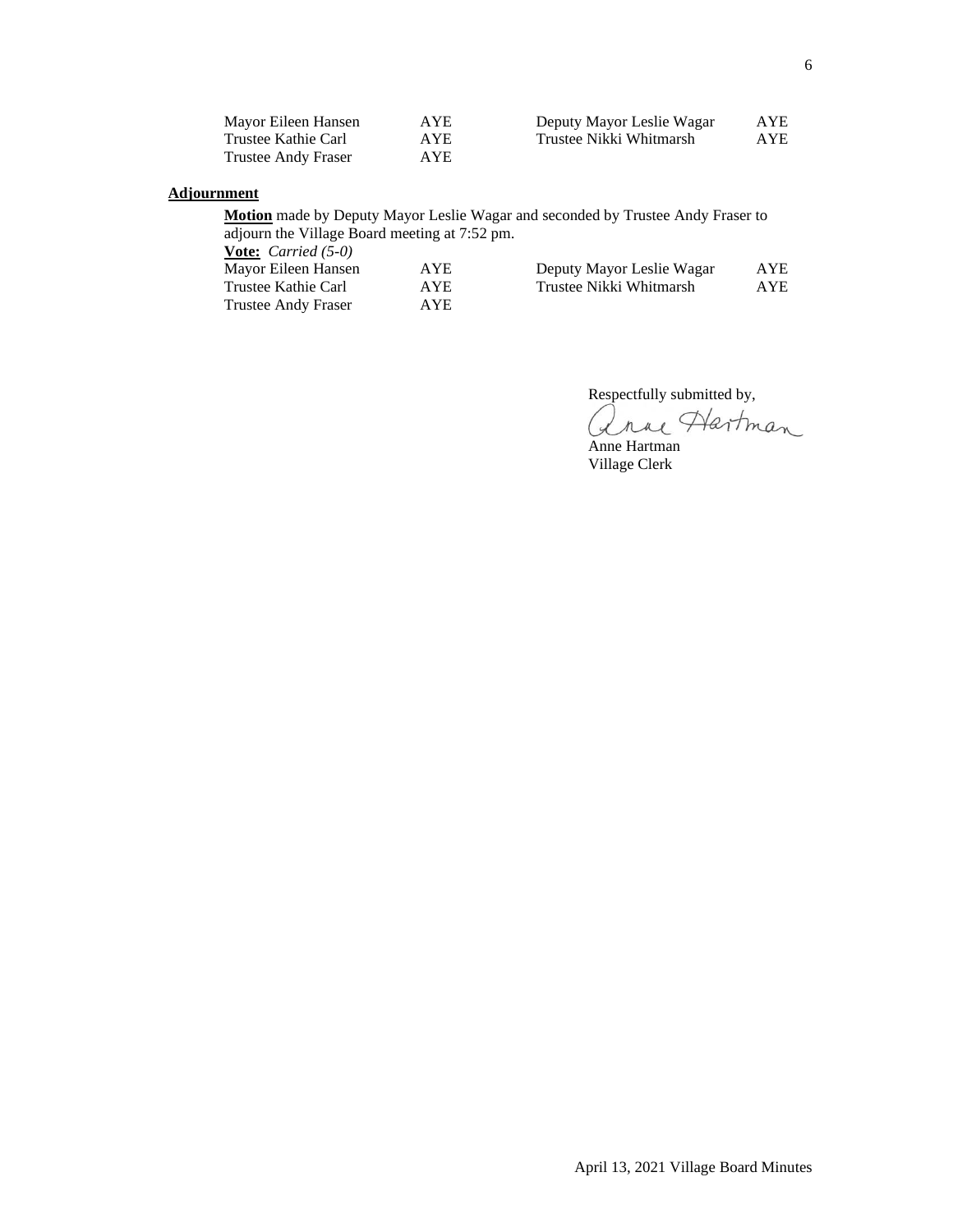| | | | |
|---|---|---|---|
| Mayor Eileen Hansen | AYE | Deputy Mayor Leslie Wagar | AYE |
| Trustee Kathie Carl | AYE | Trustee Nikki Whitmarsh | AYE |
| Trustee Andy Fraser | AYE | | |

**Adjournment**

**Motion** made by Deputy Mayor Leslie Wagar and seconded by Trustee Andy Fraser to adjourn the Village Board meeting at 7:52 pm.

**Vote:** *Carried (5-0)*

| | | | |
|---|---|---|---|
| Mayor Eileen Hansen | AYE | Deputy Mayor Leslie Wagar | AYE |
| Trustee Kathie Carl | AYE | Trustee Nikki Whitmarsh | AYE |
| Trustee Andy Fraser | AYE | | |

Respectfully submitted by,

Anne Hartman

Anne Hartman
Village Clerk